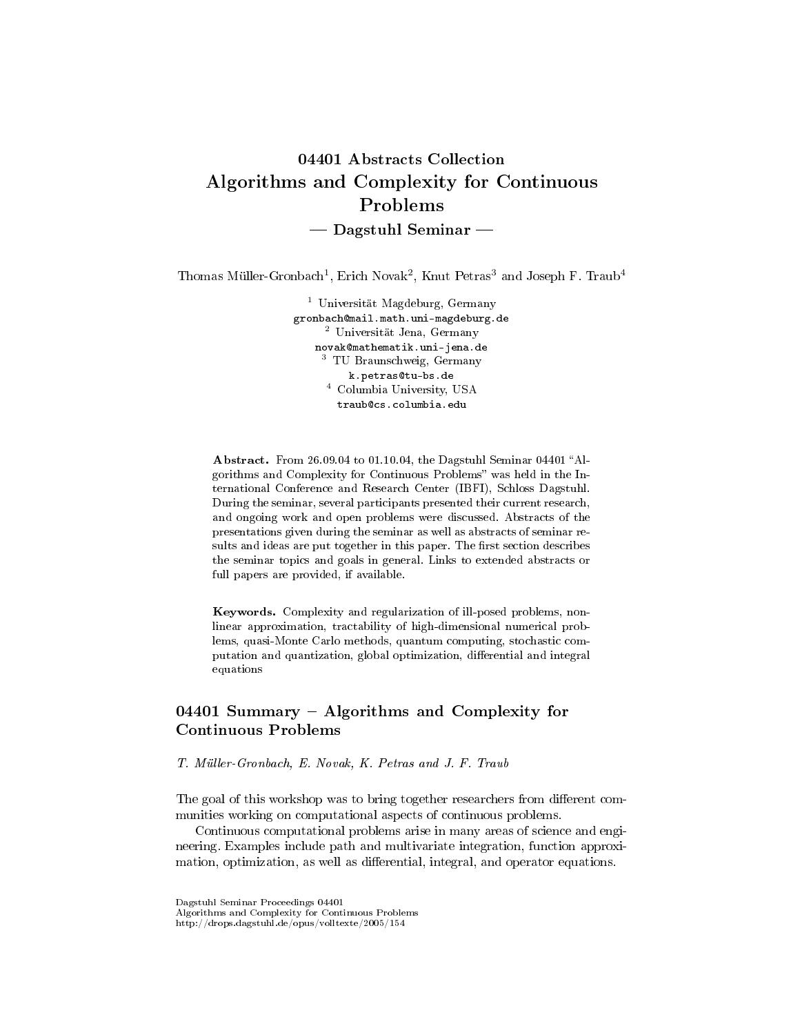# 04401 Abstracts Collection
# Algorithms and Complexity for Continuous Problems
## — Dagstuhl Seminar —

Thomas Müller-Gronbach[1], Erich Novak[2], Knut Petras[3] and Joseph F. Traub[4]

[1] Universität Magdeburg, Germany
gronbach@mail.math.uni-magdeburg.de
[2] Universität Jena, Germany
novak@mathematik.uni-jena.de
[3] TU Braunschweig, Germany
k.petras@tu-bs.de
[4] Columbia University, USA
traub@cs.columbia.edu

**Abstract.** From 26.09.04 to 01.10.04, the Dagstuhl Seminar 04401 "Algorithms and Complexity for Continuous Problems" was held in the International Conference and Research Center (IBFI), Schloss Dagstuhl. During the seminar, several participants presented their current research, and ongoing work and open problems were discussed. Abstracts of the presentations given during the seminar as well as abstracts of seminar results and ideas are put together in this paper. The first section describes the seminar topics and goals in general. Links to extended abstracts or full papers are provided, if available.

**Keywords.** Complexity and regularization of ill-posed problems, nonlinear approximation, tractability of high-dimensional numerical problems, quasi-Monte Carlo methods, quantum computing, stochastic computation and quantization, global optimization, differential and integral equations

## 04401 Summary – Algorithms and Complexity for Continuous Problems

*T. Müller-Gronbach, E. Novak, K. Petras and J. F. Traub*

The goal of this workshop was to bring together researchers from different communities working on computational aspects of continuous problems.

Continuous computational problems arise in many areas of science and engineering. Examples include path and multivariate integration, function approximation, optimization, as well as differential, integral, and operator equations.

Dagstuhl Seminar Proceedings 04401
Algorithms and Complexity for Continuous Problems
http://drops.dagstuhl.de/opus/volltexte/2005/154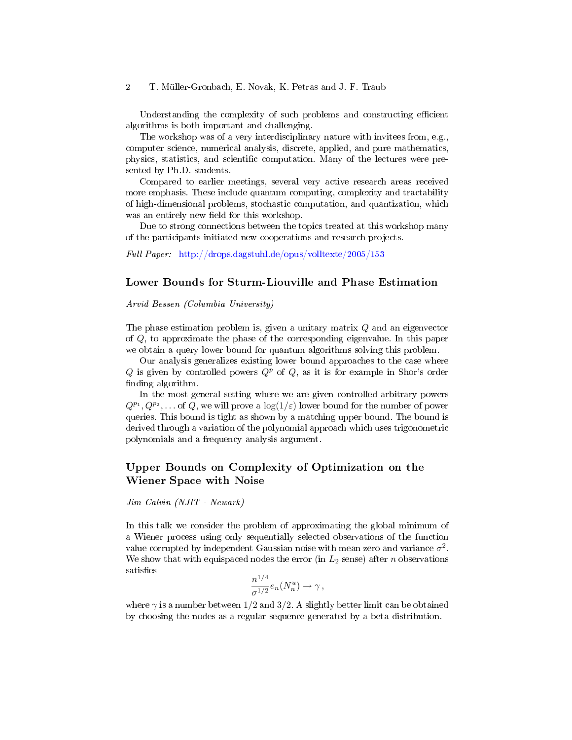Understanding the complexity of such problems and constructing efficient algorithms is both important and challenging.

The workshop was of a very interdisciplinary nature with invitees from, e.g., computer science, numerical analysis, discrete, applied, and pure mathematics, physics, statistics, and scientific computation. Many of the lectures were presented by Ph.D. students.

Compared to earlier meetings, several very active research areas received more emphasis. These include quantum computing, complexity and tractability of high-dimensional problems, stochastic computation, and quantization, which was an entirely new field for this workshop.

Due to strong connections between the topics treated at this workshop many of the participants initiated new cooperations and research projects.

*Full Paper:* http://drops.dagstuhl.de/opus/volltexte/2005/153

## Lower Bounds for Sturm-Liouville and Phase Estimation

*Arvid Bessen (Columbia University)*

The phase estimation problem is, given a unitary matrix $Q$ and an eigenvector of $Q$, to approximate the phase of the corresponding eigenvalue. In this paper we obtain a query lower bound for quantum algorithms solving this problem.

Our analysis generalizes existing lower bound approaches to the case where $Q$ is given by controlled powers $Q^p$ of $Q$, as it is for example in Shor's order finding algorithm.

In the most general setting where we are given controlled arbitrary powers $Q^{p_1}, Q^{p_2}, \ldots$ of $Q$, we will prove a $\log(1/\varepsilon)$ lower bound for the number of power queries. This bound is tight as shown by a matching upper bound. The bound is derived through a variation of the polynomial approach which uses trigonometric polynomials and a frequency analysis argument.

## Upper Bounds on Complexity of Optimization on the Wiener Space with Noise

*Jim Calvin (NJIT - Newark)*

In this talk we consider the problem of approximating the global minimum of a Wiener process using only sequentially selected observations of the function value corrupted by independent Gaussian noise with mean zero and variance $\sigma^2$. We show that with equispaced nodes the error (in $L_2$ sense) after $n$ observations satisfies

$$\frac{n^{1/4}}{\sigma^{1/2}} e_n(N_n^u) \to \gamma \,,$$

where $\gamma$ is a number between $1/2$ and $3/2$. A slightly better limit can be obtained by choosing the nodes as a regular sequence generated by a beta distribution.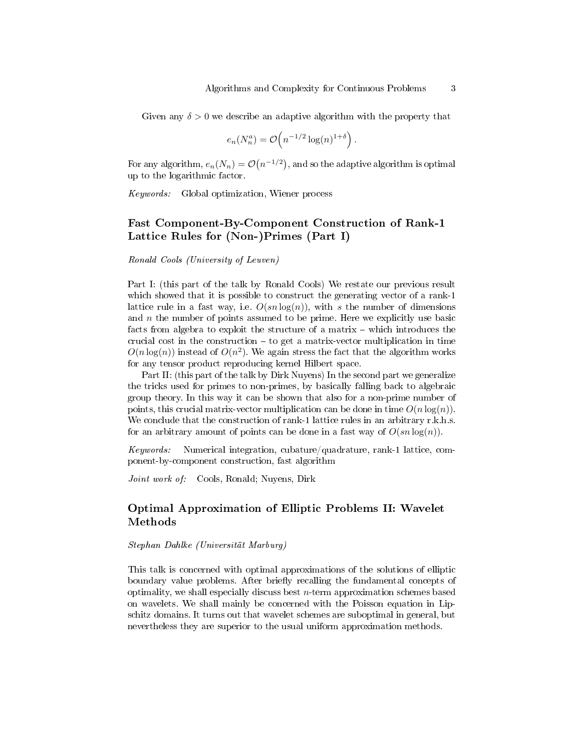Given any $\delta > 0$ we describe an adaptive algorithm with the property that

$$e_n(N_n^a) = \mathcal{O}\Big(n^{-1/2} \log(n)^{1+\delta}\Big).$$

For any algorithm, $e_n(N_n) = \mathcal{O}\big(n^{-1/2}\big)$, and so the adaptive algorithm is optimal up to the logarithmic factor.

*Keywords:* Global optimization, Wiener process

## Fast Component-By-Component Construction of Rank-1 Lattice Rules for (Non-)Primes (Part I)

*Ronald Cools (University of Leuven)*

Part I: (this part of the talk by Ronald Cools) We restate our previous result which showed that it is possible to construct the generating vector of a rank-1 lattice rule in a fast way, i.e. $O(sn\log(n))$, with $s$ the number of dimensions and $n$ the number of points assumed to be prime. Here we explicitly use basic facts from algebra to exploit the structure of a matrix – which introduces the crucial cost in the construction – to get a matrix-vector multiplication in time $O(n\log(n))$ instead of $O(n^2)$. We again stress the fact that the algorithm works for any tensor product reproducing kernel Hilbert space.

Part II: (this part of the talk by Dirk Nuyens) In the second part we generalize the tricks used for primes to non-primes, by basically falling back to algebraic group theory. In this way it can be shown that also for a non-prime number of points, this crucial matrix-vector multiplication can be done in time $O(n\log(n))$. We conclude that the construction of rank-1 lattice rules in an arbitrary r.k.h.s. for an arbitrary amount of points can be done in a fast way of $O(sn\log(n))$.

*Keywords:* Numerical integration, cubature/quadrature, rank-1 lattice, component-by-component construction, fast algorithm

*Joint work of:* Cools, Ronald; Nuyens, Dirk

## Optimal Approximation of Elliptic Problems II: Wavelet Methods

*Stephan Dahlke (Universität Marburg)*

This talk is concerned with optimal approximations of the solutions of elliptic boundary value problems. After briefly recalling the fundamental concepts of optimality, we shall especially discuss best $n$-term approximation schemes based on wavelets. We shall mainly be concerned with the Poisson equation in Lipschitz domains. It turns out that wavelet schemes are suboptimal in general, but nevertheless they are superior to the usual uniform approximation methods.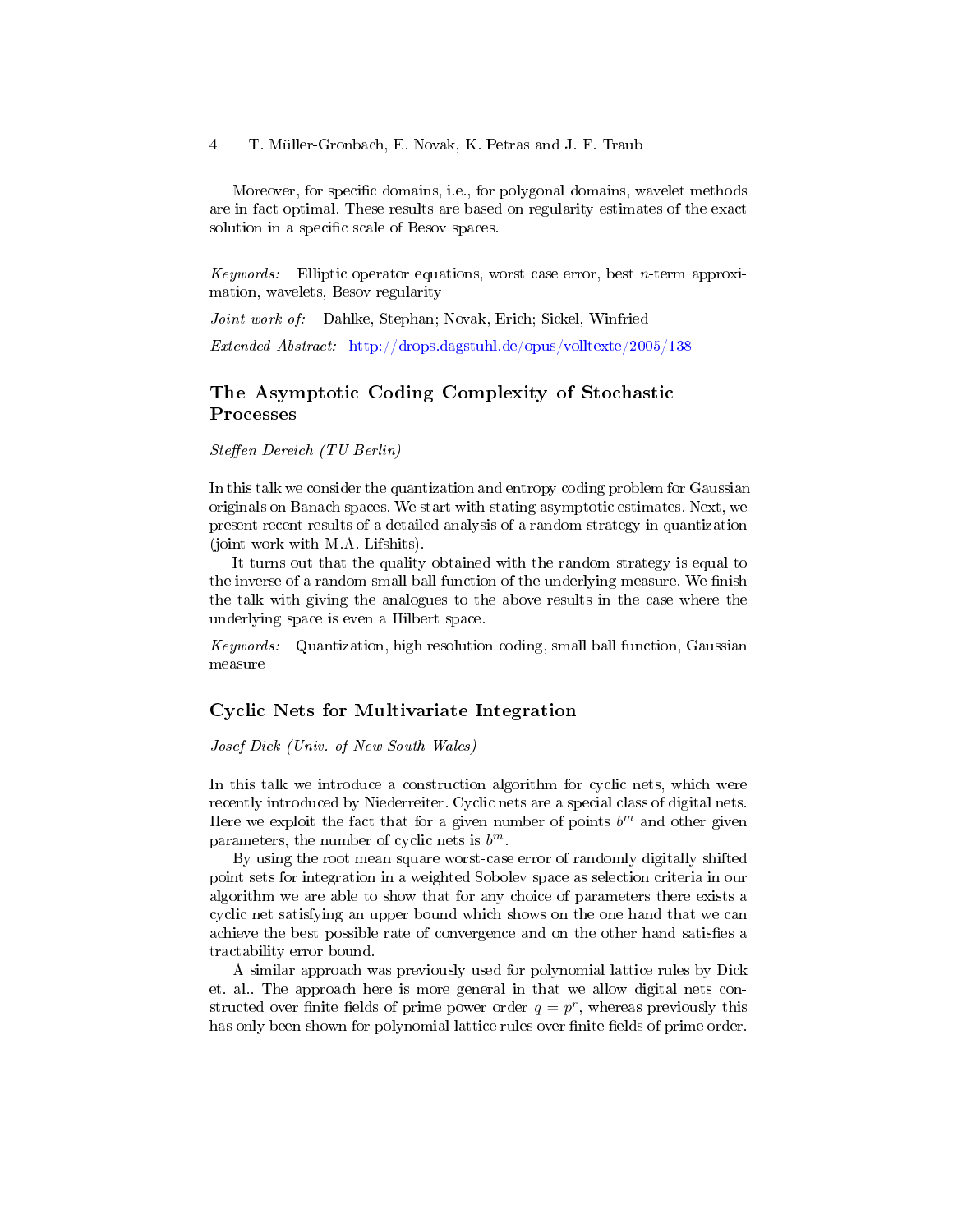Moreover, for specific domains, i.e., for polygonal domains, wavelet methods are in fact optimal. These results are based on regularity estimates of the exact solution in a specific scale of Besov spaces.

*Keywords:* Elliptic operator equations, worst case error, best $n$-term approximation, wavelets, Besov regularity

*Joint work of:* Dahlke, Stephan; Novak, Erich; Sickel, Winfried

*Extended Abstract:* http://drops.dagstuhl.de/opus/volltexte/2005/138

## The Asymptotic Coding Complexity of Stochastic Processes

*Steffen Dereich (TU Berlin)*

In this talk we consider the quantization and entropy coding problem for Gaussian originals on Banach spaces. We start with stating asymptotic estimates. Next, we present recent results of a detailed analysis of a random strategy in quantization (joint work with M.A. Lifshits).

It turns out that the quality obtained with the random strategy is equal to the inverse of a random small ball function of the underlying measure. We finish the talk with giving the analogues to the above results in the case where the underlying space is even a Hilbert space.

*Keywords:* Quantization, high resolution coding, small ball function, Gaussian measure

## Cyclic Nets for Multivariate Integration

*Josef Dick (Univ. of New South Wales)*

In this talk we introduce a construction algorithm for cyclic nets, which were recently introduced by Niederreiter. Cyclic nets are a special class of digital nets. Here we exploit the fact that for a given number of points $b^m$ and other given parameters, the number of cyclic nets is $b^m$.

By using the root mean square worst-case error of randomly digitally shifted point sets for integration in a weighted Sobolev space as selection criteria in our algorithm we are able to show that for any choice of parameters there exists a cyclic net satisfying an upper bound which shows on the one hand that we can achieve the best possible rate of convergence and on the other hand satisfies a tractability error bound.

A similar approach was previously used for polynomial lattice rules by Dick et. al.. The approach here is more general in that we allow digital nets constructed over finite fields of prime power order $q = p^r$, whereas previously this has only been shown for polynomial lattice rules over finite fields of prime order.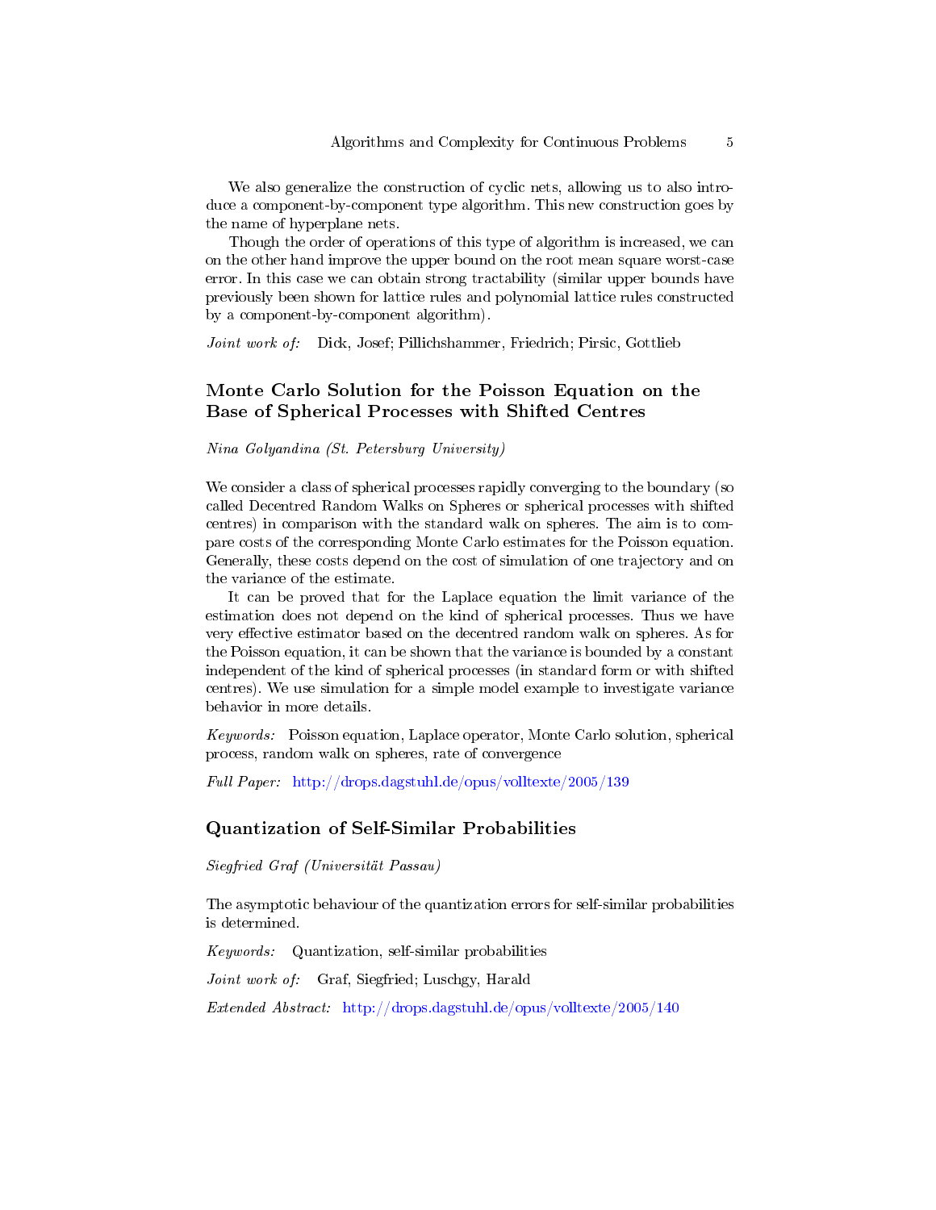We also generalize the construction of cyclic nets, allowing us to also introduce a component-by-component type algorithm. This new construction goes by the name of hyperplane nets.

Though the order of operations of this type of algorithm is increased, we can on the other hand improve the upper bound on the root mean square worst-case error. In this case we can obtain strong tractability (similar upper bounds have previously been shown for lattice rules and polynomial lattice rules constructed by a component-by-component algorithm).

*Joint work of:* Dick, Josef; Pillichshammer, Friedrich; Pirsic, Gottlieb

## Monte Carlo Solution for the Poisson Equation on the Base of Spherical Processes with Shifted Centres

*Nina Golyandina (St. Petersburg University)*

We consider a class of spherical processes rapidly converging to the boundary (so called Decentred Random Walks on Spheres or spherical processes with shifted centres) in comparison with the standard walk on spheres. The aim is to compare costs of the corresponding Monte Carlo estimates for the Poisson equation. Generally, these costs depend on the cost of simulation of one trajectory and on the variance of the estimate.

It can be proved that for the Laplace equation the limit variance of the estimation does not depend on the kind of spherical processes. Thus we have very effective estimator based on the decentred random walk on spheres. As for the Poisson equation, it can be shown that the variance is bounded by a constant independent of the kind of spherical processes (in standard form or with shifted centres). We use simulation for a simple model example to investigate variance behavior in more details.

*Keywords:* Poisson equation, Laplace operator, Monte Carlo solution, spherical process, random walk on spheres, rate of convergence

*Full Paper:* http://drops.dagstuhl.de/opus/volltexte/2005/139

## Quantization of Self-Similar Probabilities

*Siegfried Graf (Universität Passau)*

The asymptotic behaviour of the quantization errors for self-similar probabilities is determined.

*Keywords:* Quantization, self-similar probabilities

*Joint work of:* Graf, Siegfried; Luschgy, Harald

*Extended Abstract:* http://drops.dagstuhl.de/opus/volltexte/2005/140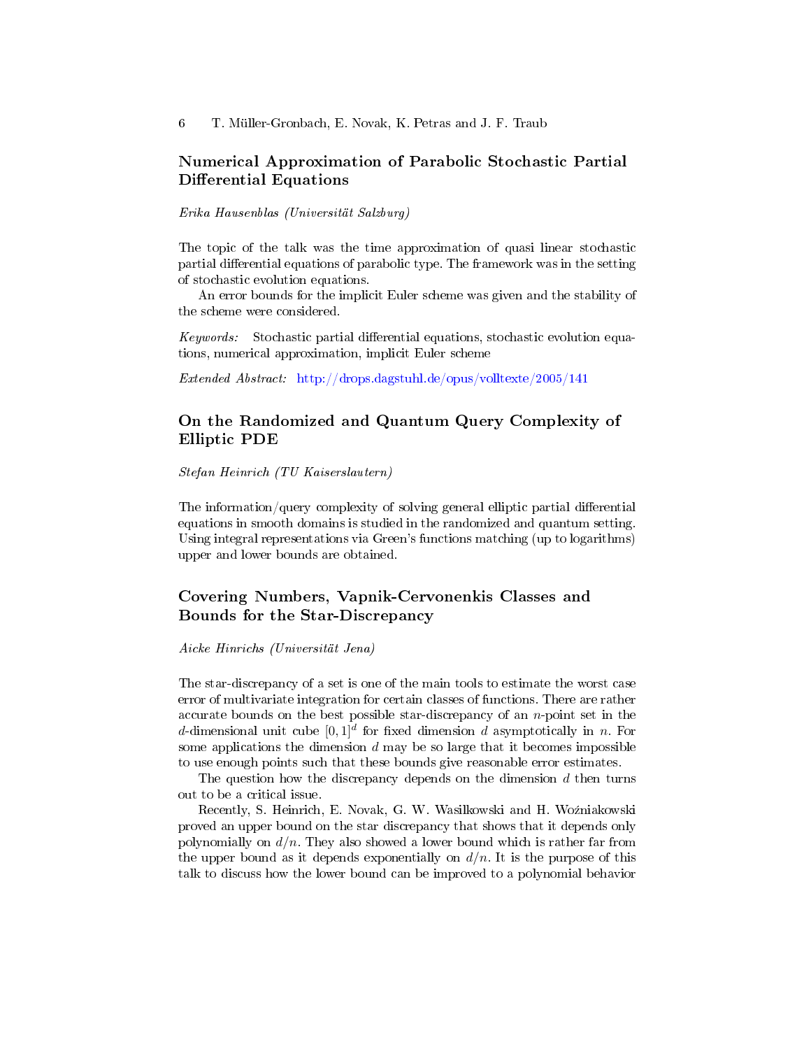## Numerical Approximation of Parabolic Stochastic Partial Differential Equations

*Erika Hausenblas (Universität Salzburg)*

The topic of the talk was the time approximation of quasi linear stochastic partial differential equations of parabolic type. The framework was in the setting of stochastic evolution equations.

An error bounds for the implicit Euler scheme was given and the stability of the scheme were considered.

*Keywords:* Stochastic partial differential equations, stochastic evolution equations, numerical approximation, implicit Euler scheme

*Extended Abstract:* http://drops.dagstuhl.de/opus/volltexte/2005/141

## On the Randomized and Quantum Query Complexity of Elliptic PDE

*Stefan Heinrich (TU Kaiserslautern)*

The information/query complexity of solving general elliptic partial differential equations in smooth domains is studied in the randomized and quantum setting. Using integral representations via Green's functions matching (up to logarithms) upper and lower bounds are obtained.

## Covering Numbers, Vapnik-Cervonenkis Classes and Bounds for the Star-Discrepancy

*Aicke Hinrichs (Universität Jena)*

The star-discrepancy of a set is one of the main tools to estimate the worst case error of multivariate integration for certain classes of functions. There are rather accurate bounds on the best possible star-discrepancy of an $n$-point set in the $d$-dimensional unit cube $[0,1]^d$ for fixed dimension $d$ asymptotically in $n$. For some applications the dimension $d$ may be so large that it becomes impossible to use enough points such that these bounds give reasonable error estimates.

The question how the discrepancy depends on the dimension $d$ then turns out to be a critical issue.

Recently, S. Heinrich, E. Novak, G. W. Wasilkowski and H. Woźniakowski proved an upper bound on the star discrepancy that shows that it depends only polynomially on $d/n$. They also showed a lower bound which is rather far from the upper bound as it depends exponentially on $d/n$. It is the purpose of this talk to discuss how the lower bound can be improved to a polynomial behavior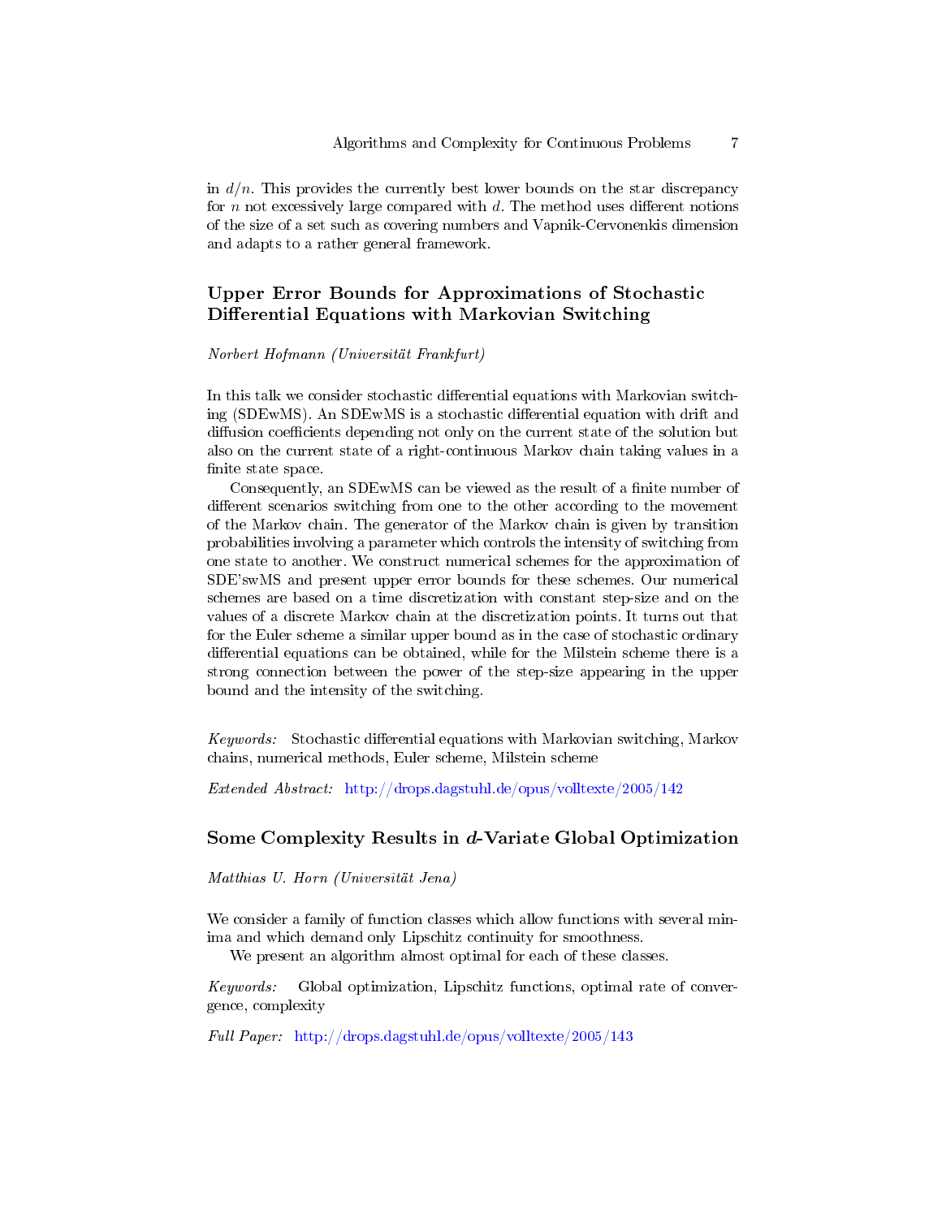in $d/n$. This provides the currently best lower bounds on the star discrepancy for $n$ not excessively large compared with $d$. The method uses different notions of the size of a set such as covering numbers and Vapnik-Cervonenkis dimension and adapts to a rather general framework.

## Upper Error Bounds for Approximations of Stochastic Differential Equations with Markovian Switching

*Norbert Hofmann (Universität Frankfurt)*

In this talk we consider stochastic differential equations with Markovian switching (SDEwMS). An SDEwMS is a stochastic differential equation with drift and diffusion coefficients depending not only on the current state of the solution but also on the current state of a right-continuous Markov chain taking values in a finite state space.

Consequently, an SDEwMS can be viewed as the result of a finite number of different scenarios switching from one to the other according to the movement of the Markov chain. The generator of the Markov chain is given by transition probabilities involving a parameter which controls the intensity of switching from one state to another. We construct numerical schemes for the approximation of SDE'swMS and present upper error bounds for these schemes. Our numerical schemes are based on a time discretization with constant step-size and on the values of a discrete Markov chain at the discretization points. It turns out that for the Euler scheme a similar upper bound as in the case of stochastic ordinary differential equations can be obtained, while for the Milstein scheme there is a strong connection between the power of the step-size appearing in the upper bound and the intensity of the switching.

*Keywords:* Stochastic differential equations with Markovian switching, Markov chains, numerical methods, Euler scheme, Milstein scheme

*Extended Abstract:* http://drops.dagstuhl.de/opus/volltexte/2005/142

## Some Complexity Results in $d$-Variate Global Optimization

*Matthias U. Horn (Universität Jena)*

We consider a family of function classes which allow functions with several minima and which demand only Lipschitz continuity for smoothness.

We present an algorithm almost optimal for each of these classes.

*Keywords:* Global optimization, Lipschitz functions, optimal rate of convergence, complexity

*Full Paper:* http://drops.dagstuhl.de/opus/volltexte/2005/143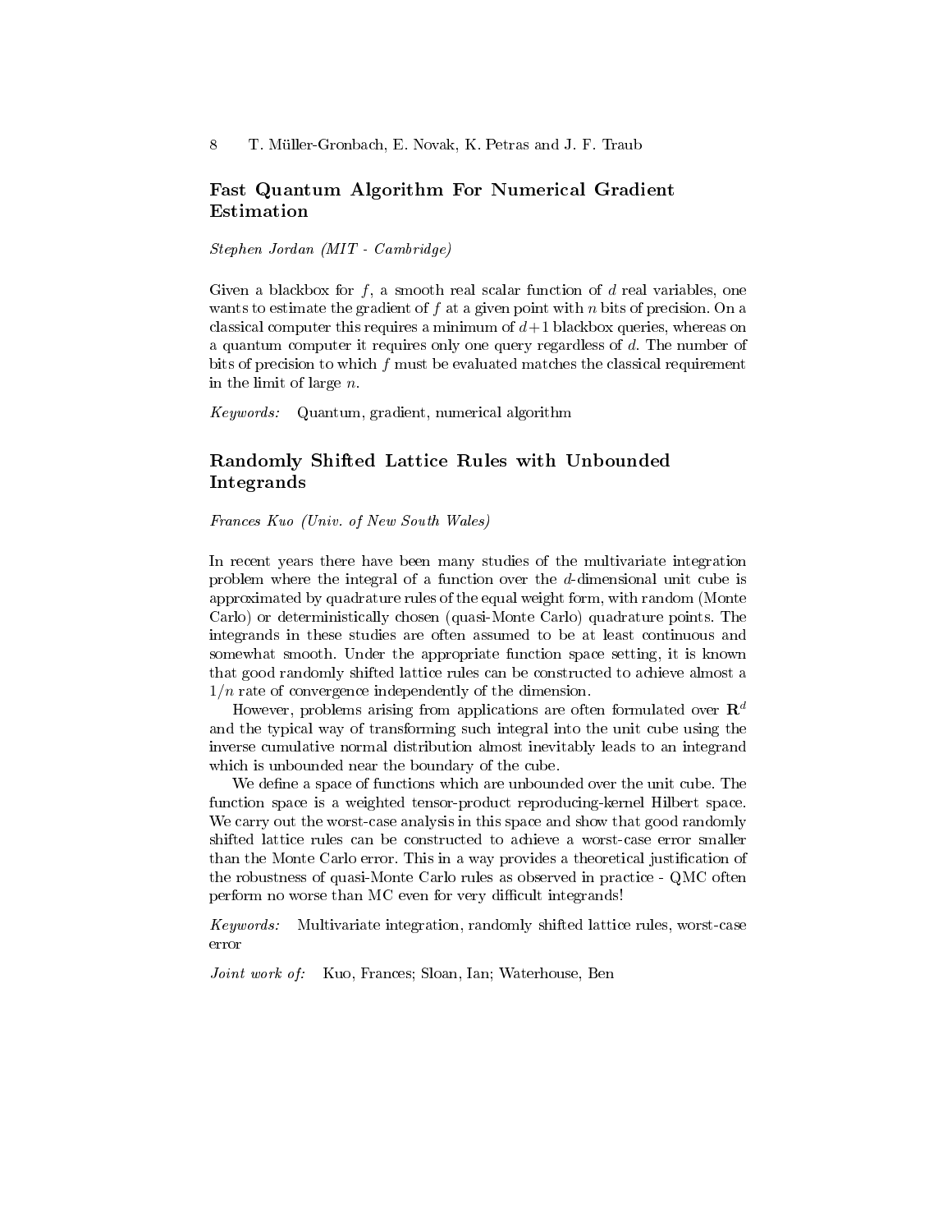## Fast Quantum Algorithm For Numerical Gradient Estimation

*Stephen Jordan (MIT - Cambridge)*

Given a blackbox for $f$, a smooth real scalar function of $d$ real variables, one wants to estimate the gradient of $f$ at a given point with $n$ bits of precision. On a classical computer this requires a minimum of $d+1$ blackbox queries, whereas on a quantum computer it requires only one query regardless of $d$. The number of bits of precision to which $f$ must be evaluated matches the classical requirement in the limit of large $n$.

*Keywords:* Quantum, gradient, numerical algorithm

## Randomly Shifted Lattice Rules with Unbounded Integrands

*Frances Kuo (Univ. of New South Wales)*

In recent years there have been many studies of the multivariate integration problem where the integral of a function over the $d$-dimensional unit cube is approximated by quadrature rules of the equal weight form, with random (Monte Carlo) or deterministically chosen (quasi-Monte Carlo) quadrature points. The integrands in these studies are often assumed to be at least continuous and somewhat smooth. Under the appropriate function space setting, it is known that good randomly shifted lattice rules can be constructed to achieve almost a $1/n$ rate of convergence independently of the dimension.

However, problems arising from applications are often formulated over $\mathbf{R}^d$ and the typical way of transforming such integral into the unit cube using the inverse cumulative normal distribution almost inevitably leads to an integrand which is unbounded near the boundary of the cube.

We define a space of functions which are unbounded over the unit cube. The function space is a weighted tensor-product reproducing-kernel Hilbert space. We carry out the worst-case analysis in this space and show that good randomly shifted lattice rules can be constructed to achieve a worst-case error smaller than the Monte Carlo error. This in a way provides a theoretical justification of the robustness of quasi-Monte Carlo rules as observed in practice - QMC often perform no worse than MC even for very difficult integrands!

*Keywords:* Multivariate integration, randomly shifted lattice rules, worst-case error

*Joint work of:* Kuo, Frances; Sloan, Ian; Waterhouse, Ben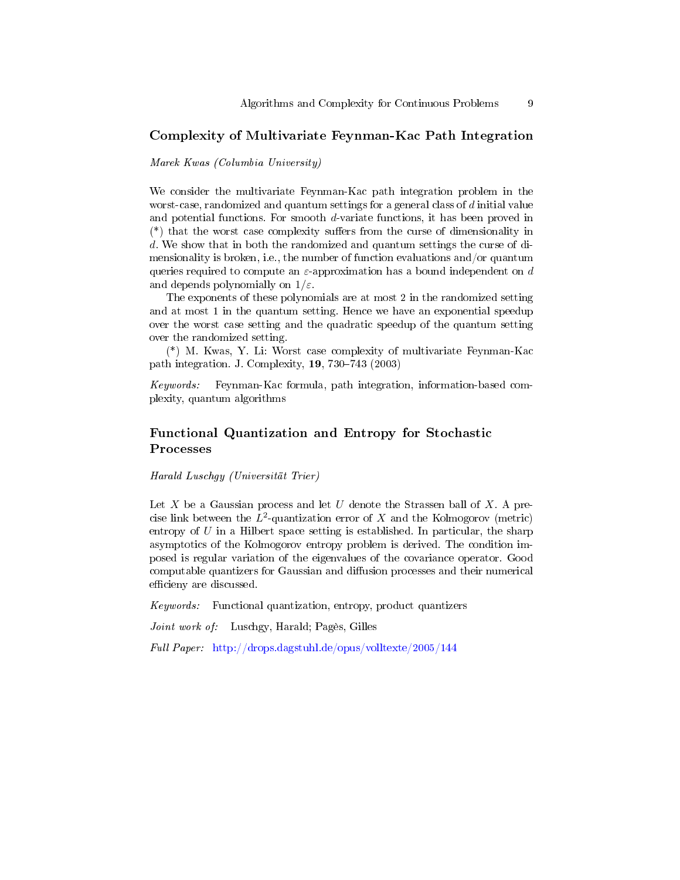## Complexity of Multivariate Feynman-Kac Path Integration

*Marek Kwas (Columbia University)*

We consider the multivariate Feynman-Kac path integration problem in the worst-case, randomized and quantum settings for a general class of $d$ initial value and potential functions. For smooth $d$-variate functions, it has been proved in (*) that the worst case complexity suffers from the curse of dimensionality in $d$. We show that in both the randomized and quantum settings the curse of dimensionality is broken, i.e., the number of function evaluations and/or quantum queries required to compute an $\varepsilon$-approximation has a bound independent on $d$ and depends polynomially on $1/\varepsilon$.

The exponents of these polynomials are at most 2 in the randomized setting and at most 1 in the quantum setting. Hence we have an exponential speedup over the worst case setting and the quadratic speedup of the quantum setting over the randomized setting.

(*) M. Kwas, Y. Li: Worst case complexity of multivariate Feynman-Kac path integration. J. Complexity, **19**, 730–743 (2003)

*Keywords:* Feynman-Kac formula, path integration, information-based complexity, quantum algorithms

## Functional Quantization and Entropy for Stochastic Processes

*Harald Luschgy (Universität Trier)*

Let $X$ be a Gaussian process and let $U$ denote the Strassen ball of $X$. A precise link between the $L^2$-quantization error of $X$ and the Kolmogorov (metric) entropy of $U$ in a Hilbert space setting is established. In particular, the sharp asymptotics of the Kolmogorov entropy problem is derived. The condition imposed is regular variation of the eigenvalues of the covariance operator. Good computable quantizers for Gaussian and diffusion processes and their numerical efficieny are discussed.

*Keywords:* Functional quantization, entropy, product quantizers

*Joint work of:* Luschgy, Harald; Pagès, Gilles

*Full Paper:* http://drops.dagstuhl.de/opus/volltexte/2005/144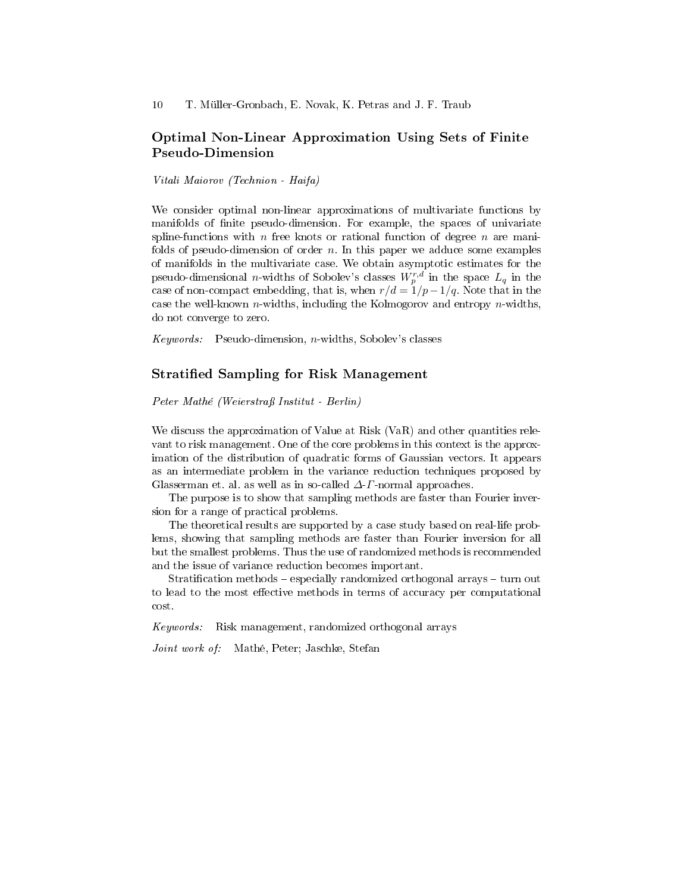## Optimal Non-Linear Approximation Using Sets of Finite Pseudo-Dimension

*Vitali Maiorov (Technion - Haifa)*

We consider optimal non-linear approximations of multivariate functions by manifolds of finite pseudo-dimension. For example, the spaces of univariate spline-functions with $n$ free knots or rational function of degree $n$ are manifolds of pseudo-dimension of order $n$. In this paper we adduce some examples of manifolds in the multivariate case. We obtain asymptotic estimates for the pseudo-dimensional $n$-widths of Sobolev's classes $W_p^{r,d}$ in the space $L_q$ in the case of non-compact embedding, that is, when $r/d = 1/p - 1/q$. Note that in the case the well-known $n$-widths, including the Kolmogorov and entropy $n$-widths, do not converge to zero.

*Keywords:* Pseudo-dimension, $n$-widths, Sobolev's classes

## Stratified Sampling for Risk Management

*Peter Mathé (Weierstraß Institut - Berlin)*

We discuss the approximation of Value at Risk (VaR) and other quantities relevant to risk management. One of the core problems in this context is the approximation of the distribution of quadratic forms of Gaussian vectors. It appears as an intermediate problem in the variance reduction techniques proposed by Glasserman et. al. as well as in so-called $\Delta$-$\Gamma$-normal approaches.

The purpose is to show that sampling methods are faster than Fourier inversion for a range of practical problems.

The theoretical results are supported by a case study based on real-life problems, showing that sampling methods are faster than Fourier inversion for all but the smallest problems. Thus the use of randomized methods is recommended and the issue of variance reduction becomes important.

Stratification methods – especially randomized orthogonal arrays – turn out to lead to the most effective methods in terms of accuracy per computational cost.

*Keywords:* Risk management, randomized orthogonal arrays

*Joint work of:* Mathé, Peter; Jaschke, Stefan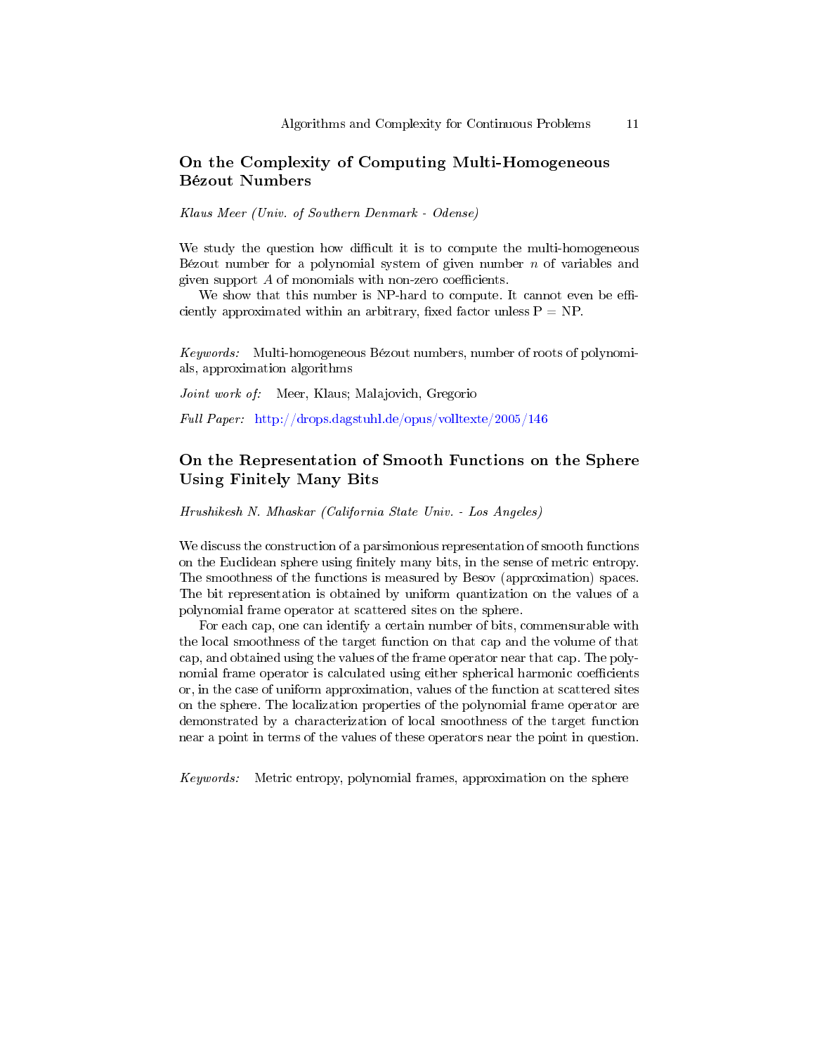## On the Complexity of Computing Multi-Homogeneous Bézout Numbers

*Klaus Meer (Univ. of Southern Denmark - Odense)*

We study the question how difficult it is to compute the multi-homogeneous Bézout number for a polynomial system of given number $n$ of variables and given support $A$ of monomials with non-zero coefficients.

We show that this number is NP-hard to compute. It cannot even be efficiently approximated within an arbitrary, fixed factor unless P = NP.

*Keywords:* Multi-homogeneous Bézout numbers, number of roots of polynomials, approximation algorithms

*Joint work of:* Meer, Klaus; Malajovich, Gregorio

*Full Paper:* http://drops.dagstuhl.de/opus/volltexte/2005/146

## On the Representation of Smooth Functions on the Sphere Using Finitely Many Bits

*Hrushikesh N. Mhaskar (California State Univ. - Los Angeles)*

We discuss the construction of a parsimonious representation of smooth functions on the Euclidean sphere using finitely many bits, in the sense of metric entropy. The smoothness of the functions is measured by Besov (approximation) spaces. The bit representation is obtained by uniform quantization on the values of a polynomial frame operator at scattered sites on the sphere.

For each cap, one can identify a certain number of bits, commensurable with the local smoothness of the target function on that cap and the volume of that cap, and obtained using the values of the frame operator near that cap. The polynomial frame operator is calculated using either spherical harmonic coefficients or, in the case of uniform approximation, values of the function at scattered sites on the sphere. The localization properties of the polynomial frame operator are demonstrated by a characterization of local smoothness of the target function near a point in terms of the values of these operators near the point in question.

*Keywords:* Metric entropy, polynomial frames, approximation on the sphere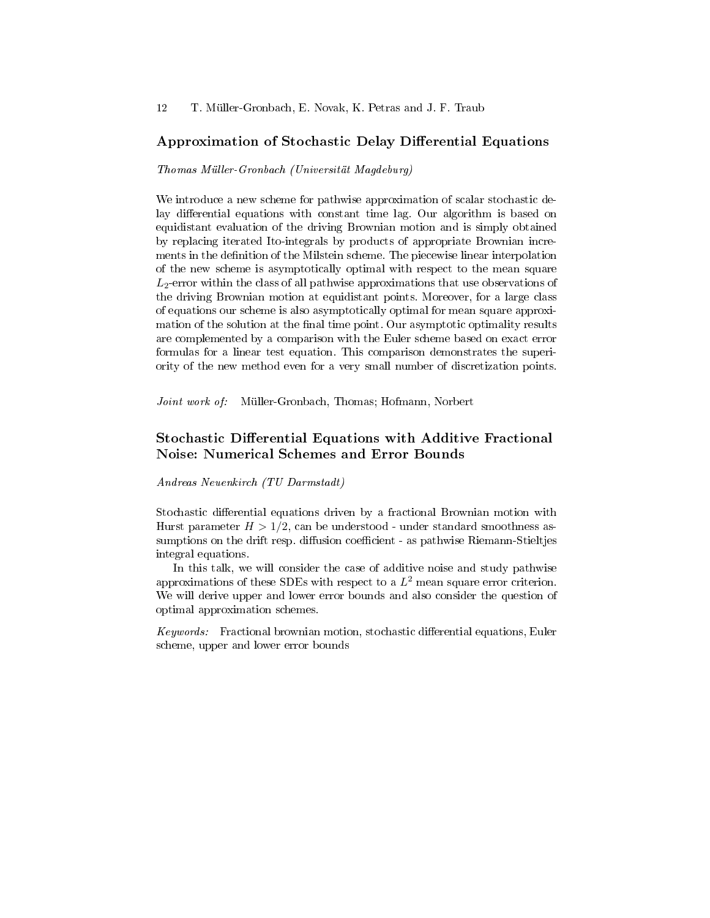## Approximation of Stochastic Delay Differential Equations

*Thomas Müller-Gronbach (Universität Magdeburg)*

We introduce a new scheme for pathwise approximation of scalar stochastic delay differential equations with constant time lag. Our algorithm is based on equidistant evaluation of the driving Brownian motion and is simply obtained by replacing iterated Ito-integrals by products of appropriate Brownian increments in the definition of the Milstein scheme. The piecewise linear interpolation of the new scheme is asymptotically optimal with respect to the mean square $L_2$-error within the class of all pathwise approximations that use observations of the driving Brownian motion at equidistant points. Moreover, for a large class of equations our scheme is also asymptotically optimal for mean square approximation of the solution at the final time point. Our asymptotic optimality results are complemented by a comparison with the Euler scheme based on exact error formulas for a linear test equation. This comparison demonstrates the superiority of the new method even for a very small number of discretization points.

*Joint work of:* Müller-Gronbach, Thomas; Hofmann, Norbert

## Stochastic Differential Equations with Additive Fractional Noise: Numerical Schemes and Error Bounds

*Andreas Neuenkirch (TU Darmstadt)*

Stochastic differential equations driven by a fractional Brownian motion with Hurst parameter $H > 1/2$, can be understood - under standard smoothness assumptions on the drift resp. diffusion coefficient - as pathwise Riemann-Stieltjes integral equations.

In this talk, we will consider the case of additive noise and study pathwise approximations of these SDEs with respect to a $L^2$ mean square error criterion. We will derive upper and lower error bounds and also consider the question of optimal approximation schemes.

*Keywords:* Fractional brownian motion, stochastic differential equations, Euler scheme, upper and lower error bounds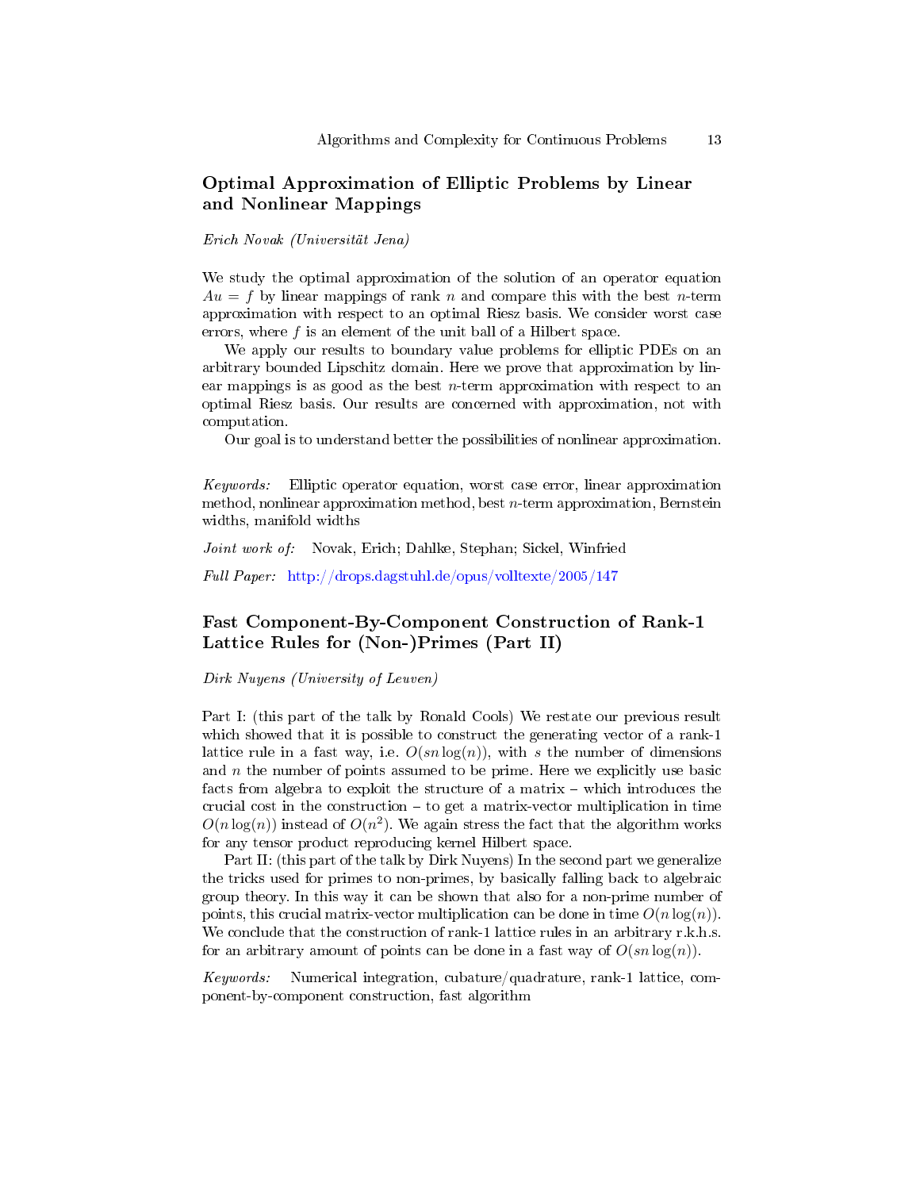## Optimal Approximation of Elliptic Problems by Linear and Nonlinear Mappings

*Erich Novak (Universität Jena)*

We study the optimal approximation of the solution of an operator equation $Au = f$ by linear mappings of rank $n$ and compare this with the best $n$-term approximation with respect to an optimal Riesz basis. We consider worst case errors, where $f$ is an element of the unit ball of a Hilbert space.

We apply our results to boundary value problems for elliptic PDEs on an arbitrary bounded Lipschitz domain. Here we prove that approximation by linear mappings is as good as the best $n$-term approximation with respect to an optimal Riesz basis. Our results are concerned with approximation, not with computation.

Our goal is to understand better the possibilities of nonlinear approximation.

*Keywords:* Elliptic operator equation, worst case error, linear approximation method, nonlinear approximation method, best $n$-term approximation, Bernstein widths, manifold widths

*Joint work of:* Novak, Erich; Dahlke, Stephan; Sickel, Winfried

*Full Paper:* http://drops.dagstuhl.de/opus/volltexte/2005/147

## Fast Component-By-Component Construction of Rank-1 Lattice Rules for (Non-)Primes (Part II)

*Dirk Nuyens (University of Leuven)*

Part I: (this part of the talk by Ronald Cools) We restate our previous result which showed that it is possible to construct the generating vector of a rank-1 lattice rule in a fast way, i.e. $O(sn\log(n))$, with $s$ the number of dimensions and $n$ the number of points assumed to be prime. Here we explicitly use basic facts from algebra to exploit the structure of a matrix – which introduces the crucial cost in the construction – to get a matrix-vector multiplication in time $O(n\log(n))$ instead of $O(n^2)$. We again stress the fact that the algorithm works for any tensor product reproducing kernel Hilbert space.

Part II: (this part of the talk by Dirk Nuyens) In the second part we generalize the tricks used for primes to non-primes, by basically falling back to algebraic group theory. In this way it can be shown that also for a non-prime number of points, this crucial matrix-vector multiplication can be done in time $O(n\log(n))$. We conclude that the construction of rank-1 lattice rules in an arbitrary r.k.h.s. for an arbitrary amount of points can be done in a fast way of $O(sn\log(n))$.

*Keywords:* Numerical integration, cubature/quadrature, rank-1 lattice, component-by-component construction, fast algorithm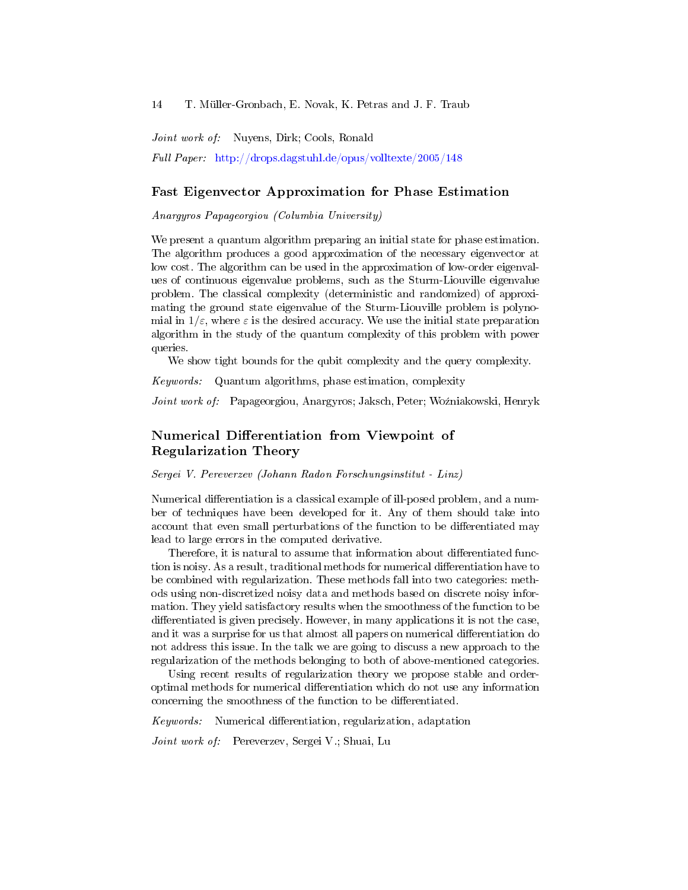*Joint work of:* Nuyens, Dirk; Cools, Ronald

*Full Paper:* http://drops.dagstuhl.de/opus/volltexte/2005/148

## Fast Eigenvector Approximation for Phase Estimation

*Anargyros Papageorgiou (Columbia University)*

We present a quantum algorithm preparing an initial state for phase estimation. The algorithm produces a good approximation of the necessary eigenvector at low cost. The algorithm can be used in the approximation of low-order eigenvalues of continuous eigenvalue problems, such as the Sturm-Liouville eigenvalue problem. The classical complexity (deterministic and randomized) of approximating the ground state eigenvalue of the Sturm-Liouville problem is polynomial in $1/\varepsilon$, where $\varepsilon$ is the desired accuracy. We use the initial state preparation algorithm in the study of the quantum complexity of this problem with power queries.

We show tight bounds for the qubit complexity and the query complexity.

*Keywords:* Quantum algorithms, phase estimation, complexity

*Joint work of:* Papageorgiou, Anargyros; Jaksch, Peter; Woźniakowski, Henryk

## Numerical Differentiation from Viewpoint of Regularization Theory

*Sergei V. Pereverzev (Johann Radon Forschungsinstitut - Linz)*

Numerical differentiation is a classical example of ill-posed problem, and a number of techniques have been developed for it. Any of them should take into account that even small perturbations of the function to be differentiated may lead to large errors in the computed derivative.

Therefore, it is natural to assume that information about differentiated function is noisy. As a result, traditional methods for numerical differentiation have to be combined with regularization. These methods fall into two categories: methods using non-discretized noisy data and methods based on discrete noisy information. They yield satisfactory results when the smoothness of the function to be differentiated is given precisely. However, in many applications it is not the case, and it was a surprise for us that almost all papers on numerical differentiation do not address this issue. In the talk we are going to discuss a new approach to the regularization of the methods belonging to both of above-mentioned categories.

Using recent results of regularization theory we propose stable and order-optimal methods for numerical differentiation which do not use any information concerning the smoothness of the function to be differentiated.

*Keywords:* Numerical differentiation, regularization, adaptation

*Joint work of:* Pereverzev, Sergei V.; Shuai, Lu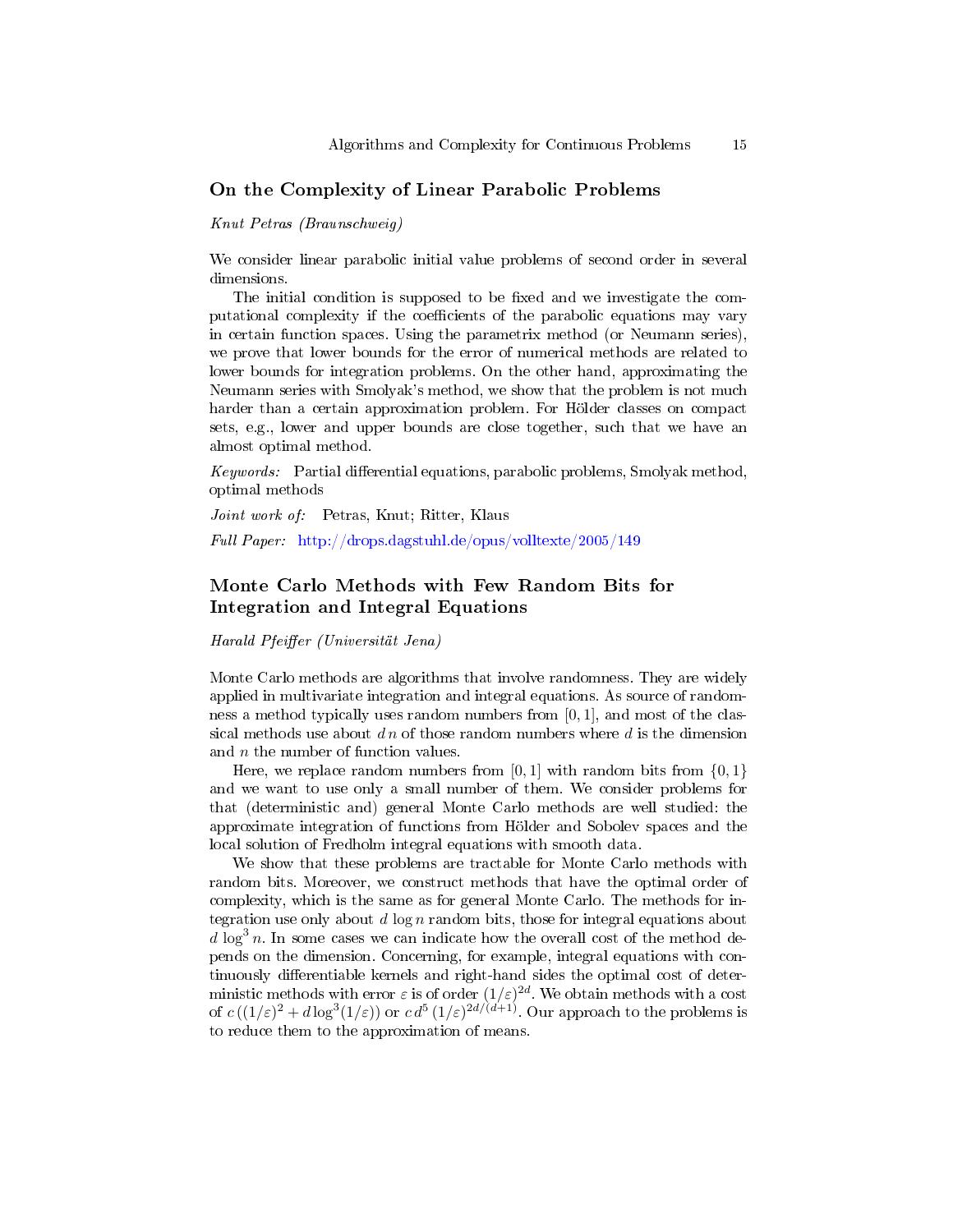## On the Complexity of Linear Parabolic Problems

*Knut Petras (Braunschweig)*

We consider linear parabolic initial value problems of second order in several dimensions.

The initial condition is supposed to be fixed and we investigate the computational complexity if the coefficients of the parabolic equations may vary in certain function spaces. Using the parametrix method (or Neumann series), we prove that lower bounds for the error of numerical methods are related to lower bounds for integration problems. On the other hand, approximating the Neumann series with Smolyak's method, we show that the problem is not much harder than a certain approximation problem. For Hölder classes on compact sets, e.g., lower and upper bounds are close together, such that we have an almost optimal method.

*Keywords:* Partial differential equations, parabolic problems, Smolyak method, optimal methods

*Joint work of:* Petras, Knut; Ritter, Klaus

*Full Paper:* http://drops.dagstuhl.de/opus/volltexte/2005/149

## Monte Carlo Methods with Few Random Bits for Integration and Integral Equations

*Harald Pfeiffer (Universität Jena)*

Monte Carlo methods are algorithms that involve randomness. They are widely applied in multivariate integration and integral equations. As source of randomness a method typically uses random numbers from $[0,1]$, and most of the classical methods use about $d\,n$ of those random numbers where $d$ is the dimension and $n$ the number of function values.

Here, we replace random numbers from $[0,1]$ with random bits from $\{0,1\}$ and we want to use only a small number of them. We consider problems for that (deterministic and) general Monte Carlo methods are well studied: the approximate integration of functions from Hölder and Sobolev spaces and the local solution of Fredholm integral equations with smooth data.

We show that these problems are tractable for Monte Carlo methods with random bits. Moreover, we construct methods that have the optimal order of complexity, which is the same as for general Monte Carlo. The methods for integration use only about $d\,\log n$ random bits, those for integral equations about $d\,\log^3 n$. In some cases we can indicate how the overall cost of the method depends on the dimension. Concerning, for example, integral equations with continuously differentiable kernels and right-hand sides the optimal cost of deterministic methods with error $\varepsilon$ is of order $(1/\varepsilon)^{2d}$. We obtain methods with a cost of $c\,((1/\varepsilon)^2 + d\log^3(1/\varepsilon))$ or $c\,d^5\,(1/\varepsilon)^{2d/(d+1)}$. Our approach to the problems is to reduce them to the approximation of means.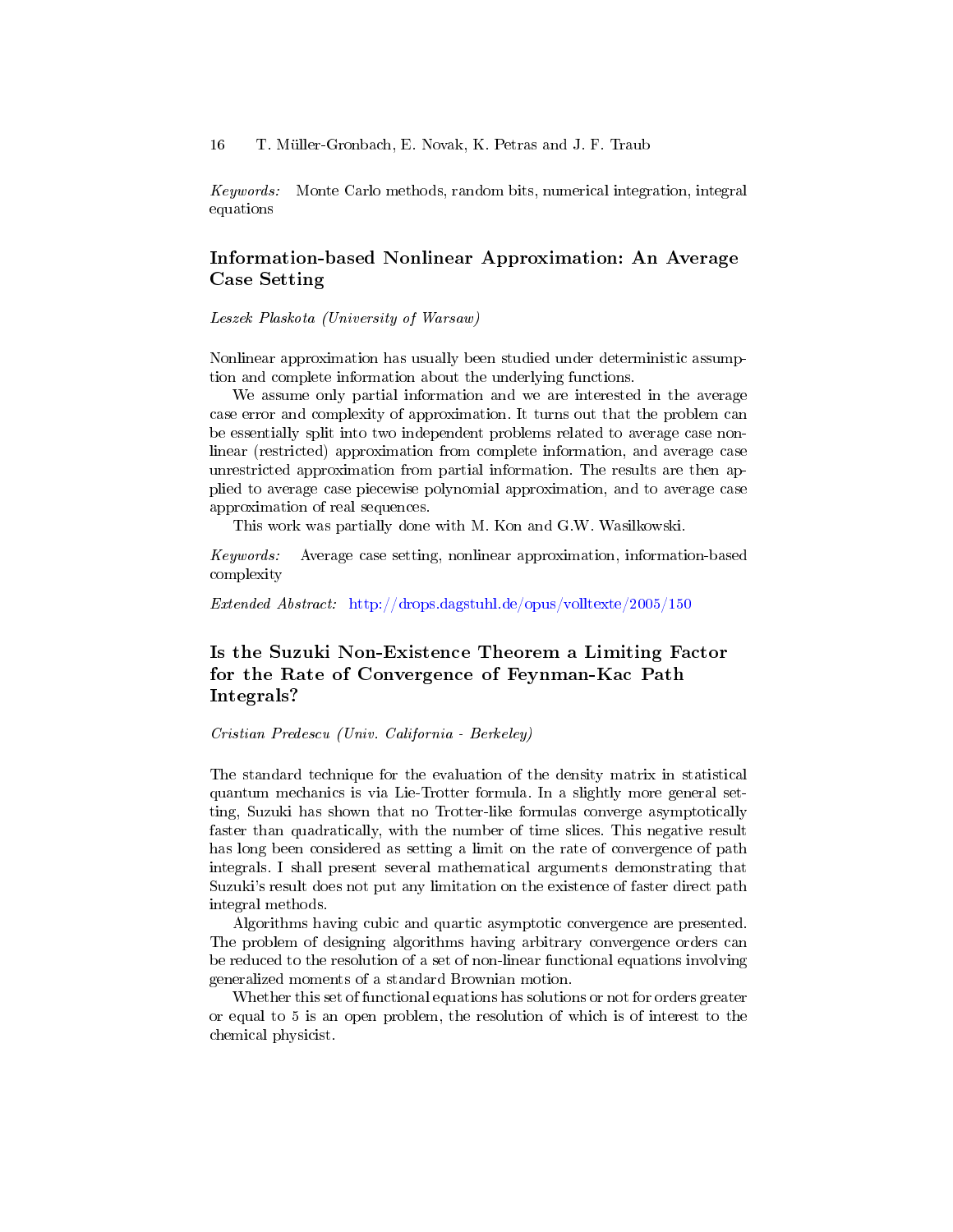*Keywords:* Monte Carlo methods, random bits, numerical integration, integral equations

## Information-based Nonlinear Approximation: An Average Case Setting

*Leszek Plaskota (University of Warsaw)*

Nonlinear approximation has usually been studied under deterministic assumption and complete information about the underlying functions.

We assume only partial information and we are interested in the average case error and complexity of approximation. It turns out that the problem can be essentially split into two independent problems related to average case nonlinear (restricted) approximation from complete information, and average case unrestricted approximation from partial information. The results are then applied to average case piecewise polynomial approximation, and to average case approximation of real sequences.

This work was partially done with M. Kon and G.W. Wasilkowski.

*Keywords:* Average case setting, nonlinear approximation, information-based complexity

*Extended Abstract:* http://drops.dagstuhl.de/opus/volltexte/2005/150

## Is the Suzuki Non-Existence Theorem a Limiting Factor for the Rate of Convergence of Feynman-Kac Path Integrals?

*Cristian Predescu (Univ. California - Berkeley)*

The standard technique for the evaluation of the density matrix in statistical quantum mechanics is via Lie-Trotter formula. In a slightly more general setting, Suzuki has shown that no Trotter-like formulas converge asymptotically faster than quadratically, with the number of time slices. This negative result has long been considered as setting a limit on the rate of convergence of path integrals. I shall present several mathematical arguments demonstrating that Suzuki's result does not put any limitation on the existence of faster direct path integral methods.

Algorithms having cubic and quartic asymptotic convergence are presented. The problem of designing algorithms having arbitrary convergence orders can be reduced to the resolution of a set of non-linear functional equations involving generalized moments of a standard Brownian motion.

Whether this set of functional equations has solutions or not for orders greater or equal to 5 is an open problem, the resolution of which is of interest to the chemical physicist.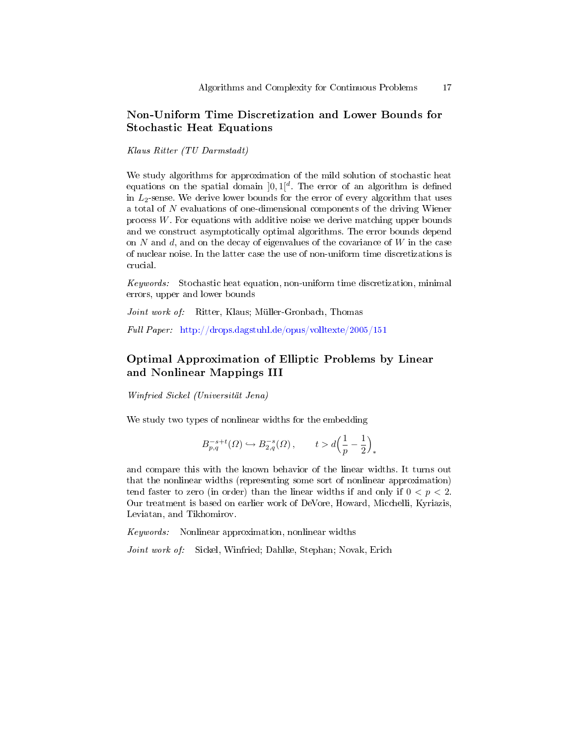## Non-Uniform Time Discretization and Lower Bounds for Stochastic Heat Equations

*Klaus Ritter (TU Darmstadt)*

We study algorithms for approximation of the mild solution of stochastic heat equations on the spatial domain $]0,1[^d$. The error of an algorithm is defined in $L_2$-sense. We derive lower bounds for the error of every algorithm that uses a total of $N$ evaluations of one-dimensional components of the driving Wiener process $W$. For equations with additive noise we derive matching upper bounds and we construct asymptotically optimal algorithms. The error bounds depend on $N$ and $d$, and on the decay of eigenvalues of the covariance of $W$ in the case of nuclear noise. In the latter case the use of non-uniform time discretizations is crucial.

*Keywords:* Stochastic heat equation, non-uniform time discretization, minimal errors, upper and lower bounds

*Joint work of:* Ritter, Klaus; Müller-Gronbach, Thomas

*Full Paper:* http://drops.dagstuhl.de/opus/volltexte/2005/151

## Optimal Approximation of Elliptic Problems by Linear and Nonlinear Mappings III

*Winfried Sickel (Universität Jena)*

We study two types of nonlinear widths for the embedding

$$B^{-s+t}_{p,q}(\Omega) \hookrightarrow B^{-s}_{2,q}(\Omega)\,, \qquad t > d\Big(\frac{1}{p} - \frac{1}{2}\Big)_*$$

and compare this with the known behavior of the linear widths. It turns out that the nonlinear widths (representing some sort of nonlinear approximation) tend faster to zero (in order) than the linear widths if and only if $0 < p < 2$. Our treatment is based on earlier work of DeVore, Howard, Micchelli, Kyriazis, Leviatan, and Tikhomirov.

*Keywords:* Nonlinear approximation, nonlinear widths

*Joint work of:* Sickel, Winfried; Dahlke, Stephan; Novak, Erich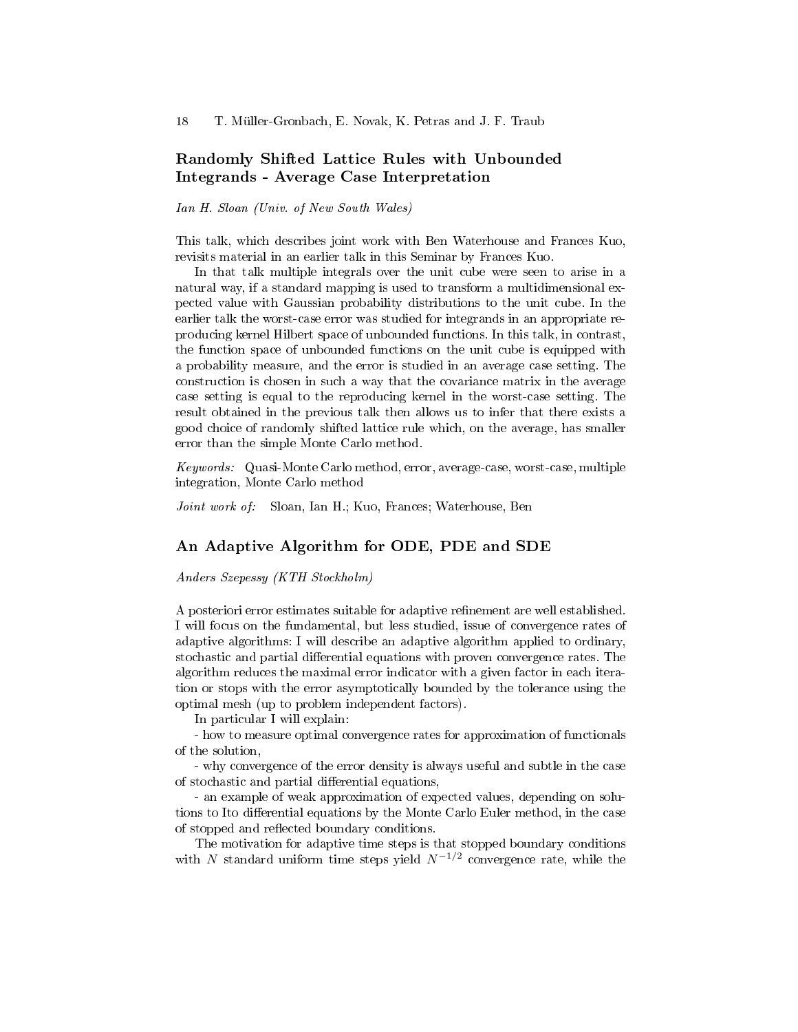## Randomly Shifted Lattice Rules with Unbounded Integrands - Average Case Interpretation

*Ian H. Sloan (Univ. of New South Wales)*

This talk, which describes joint work with Ben Waterhouse and Frances Kuo, revisits material in an earlier talk in this Seminar by Frances Kuo.

In that talk multiple integrals over the unit cube were seen to arise in a natural way, if a standard mapping is used to transform a multidimensional expected value with Gaussian probability distributions to the unit cube. In the earlier talk the worst-case error was studied for integrands in an appropriate reproducing kernel Hilbert space of unbounded functions. In this talk, in contrast, the function space of unbounded functions on the unit cube is equipped with a probability measure, and the error is studied in an average case setting. The construction is chosen in such a way that the covariance matrix in the average case setting is equal to the reproducing kernel in the worst-case setting. The result obtained in the previous talk then allows us to infer that there exists a good choice of randomly shifted lattice rule which, on the average, has smaller error than the simple Monte Carlo method.

*Keywords:* Quasi-Monte Carlo method, error, average-case, worst-case, multiple integration, Monte Carlo method

*Joint work of:* Sloan, Ian H.; Kuo, Frances; Waterhouse, Ben

## An Adaptive Algorithm for ODE, PDE and SDE

*Anders Szepessy (KTH Stockholm)*

A posteriori error estimates suitable for adaptive refinement are well established. I will focus on the fundamental, but less studied, issue of convergence rates of adaptive algorithms: I will describe an adaptive algorithm applied to ordinary, stochastic and partial differential equations with proven convergence rates. The algorithm reduces the maximal error indicator with a given factor in each iteration or stops with the error asymptotically bounded by the tolerance using the optimal mesh (up to problem independent factors).

In particular I will explain:

- how to measure optimal convergence rates for approximation of functionals of the solution,

- why convergence of the error density is always useful and subtle in the case of stochastic and partial differential equations,

- an example of weak approximation of expected values, depending on solutions to Ito differential equations by the Monte Carlo Euler method, in the case of stopped and reflected boundary conditions.

The motivation for adaptive time steps is that stopped boundary conditions with $N$ standard uniform time steps yield $N^{-1/2}$ convergence rate, while the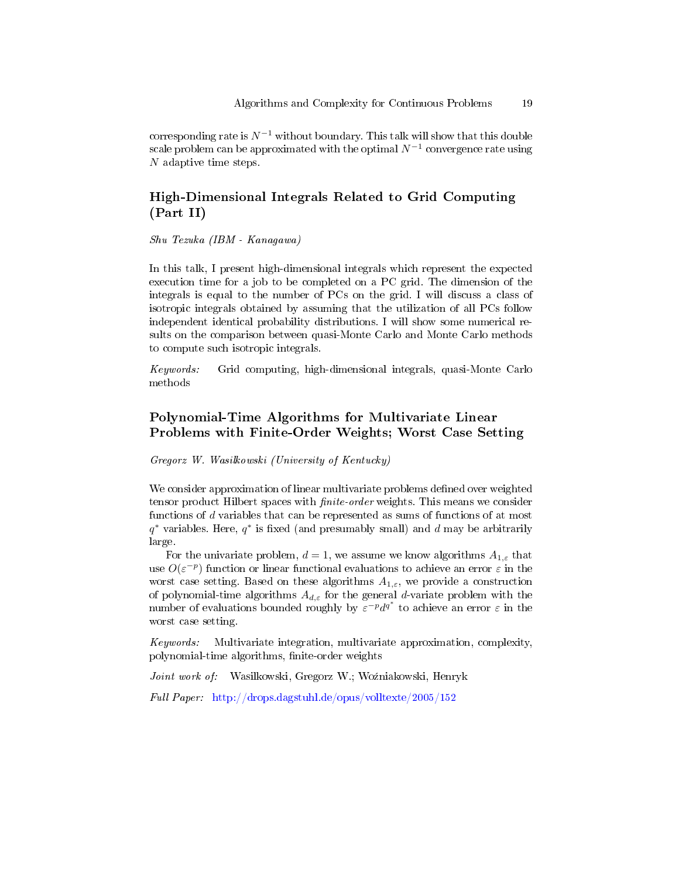corresponding rate is $N^{-1}$ without boundary. This talk will show that this double scale problem can be approximated with the optimal $N^{-1}$ convergence rate using $N$ adaptive time steps.

## High-Dimensional Integrals Related to Grid Computing (Part II)

*Shu Tezuka (IBM - Kanagawa)*

In this talk, I present high-dimensional integrals which represent the expected execution time for a job to be completed on a PC grid. The dimension of the integrals is equal to the number of PCs on the grid. I will discuss a class of isotropic integrals obtained by assuming that the utilization of all PCs follow independent identical probability distributions. I will show some numerical results on the comparison between quasi-Monte Carlo and Monte Carlo methods to compute such isotropic integrals.

*Keywords:* Grid computing, high-dimensional integrals, quasi-Monte Carlo methods

## Polynomial-Time Algorithms for Multivariate Linear Problems with Finite-Order Weights; Worst Case Setting

*Gregorz W. Wasilkowski (University of Kentucky)*

We consider approximation of linear multivariate problems defined over weighted tensor product Hilbert spaces with *finite-order* weights. This means we consider functions of $d$ variables that can be represented as sums of functions of at most $q^*$ variables. Here, $q^*$ is fixed (and presumably small) and $d$ may be arbitrarily large.

For the univariate problem, $d = 1$, we assume we know algorithms $A_{1,\varepsilon}$ that use $O(\varepsilon^{-p})$ function or linear functional evaluations to achieve an error $\varepsilon$ in the worst case setting. Based on these algorithms $A_{1,\varepsilon}$, we provide a construction of polynomial-time algorithms $A_{d,\varepsilon}$ for the general $d$-variate problem with the number of evaluations bounded roughly by $\varepsilon^{-p}d^{q^*}$ to achieve an error $\varepsilon$ in the worst case setting.

*Keywords:* Multivariate integration, multivariate approximation, complexity, polynomial-time algorithms, finite-order weights

*Joint work of:* Wasilkowski, Gregorz W.; Woźniakowski, Henryk

*Full Paper:* http://drops.dagstuhl.de/opus/volltexte/2005/152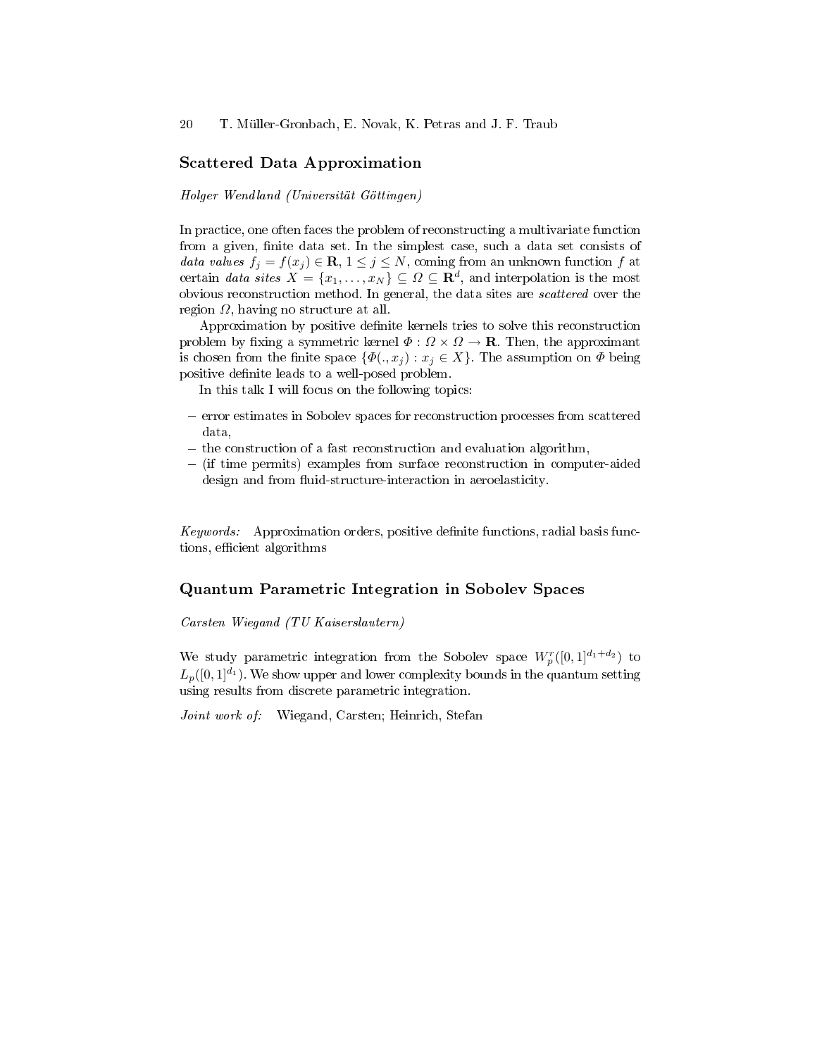## Scattered Data Approximation

*Holger Wendland (Universität Göttingen)*

In practice, one often faces the problem of reconstructing a multivariate function from a given, finite data set. In the simplest case, such a data set consists of *data values* $f_j = f(x_j) \in \mathbf{R}$, $1 \leq j \leq N$, coming from an unknown function $f$ at certain *data sites* $X = \{x_1, \ldots, x_N\} \subseteq \Omega \subseteq \mathbf{R}^d$, and interpolation is the most obvious reconstruction method. In general, the data sites are *scattered* over the region $\Omega$, having no structure at all.

Approximation by positive definite kernels tries to solve this reconstruction problem by fixing a symmetric kernel $\Phi : \Omega \times \Omega \to \mathbf{R}$. Then, the approximant is chosen from the finite space $\{\Phi(., x_j) : x_j \in X\}$. The assumption on $\Phi$ being positive definite leads to a well-posed problem.

In this talk I will focus on the following topics:

- error estimates in Sobolev spaces for reconstruction processes from scattered data,
- the construction of a fast reconstruction and evaluation algorithm,
- (if time permits) examples from surface reconstruction in computer-aided design and from fluid-structure-interaction in aeroelasticity.

*Keywords:* Approximation orders, positive definite functions, radial basis functions, efficient algorithms

## Quantum Parametric Integration in Sobolev Spaces

*Carsten Wiegand (TU Kaiserslautern)*

We study parametric integration from the Sobolev space $W_p^r([0,1]^{d_1+d_2})$ to $L_p([0,1]^{d_1})$. We show upper and lower complexity bounds in the quantum setting using results from discrete parametric integration.

*Joint work of:* Wiegand, Carsten; Heinrich, Stefan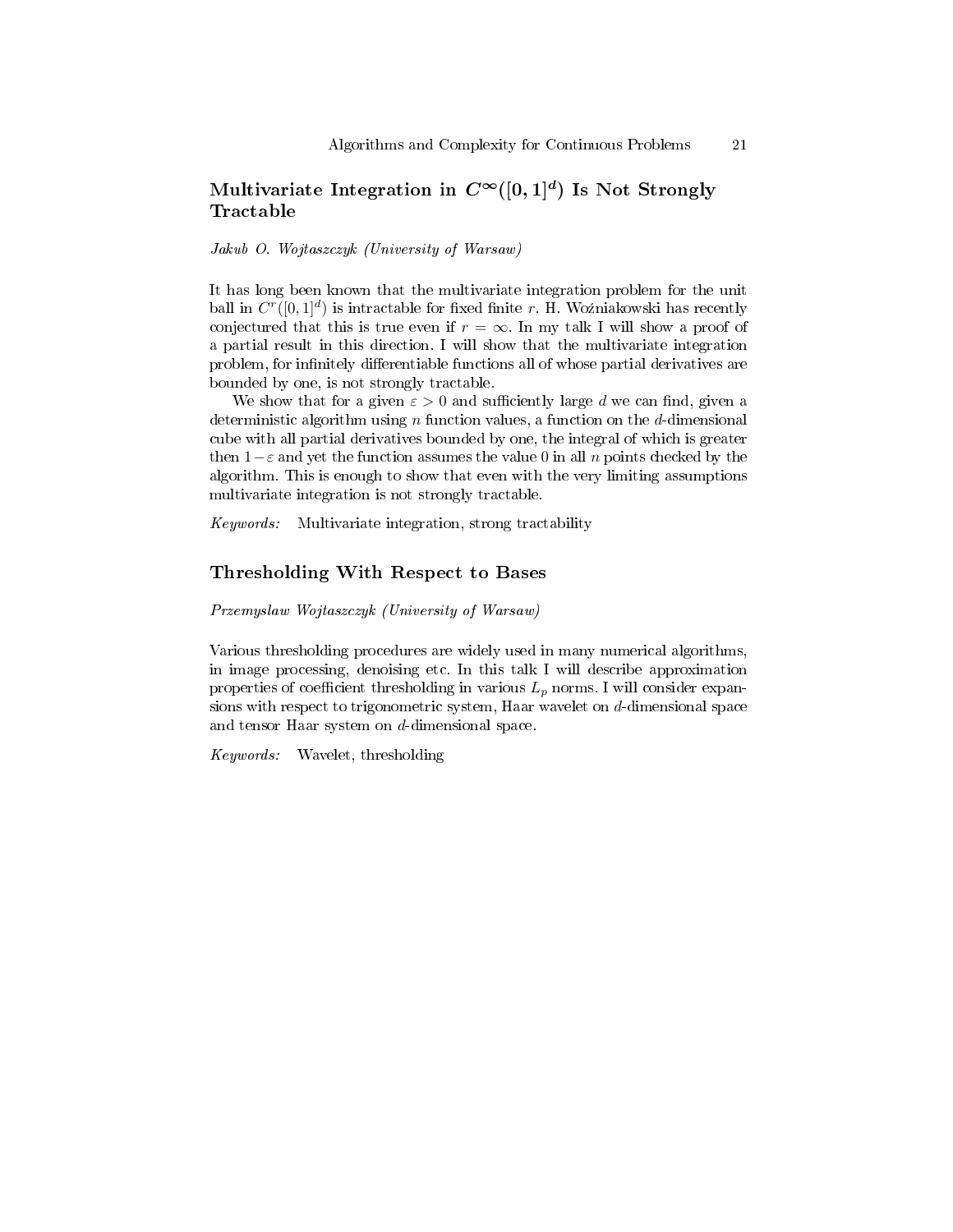## Multivariate Integration in $C^\infty([0,1]^d)$ Is Not Strongly Tractable

*Jakub O. Wojtaszczyk (University of Warsaw)*

It has long been known that the multivariate integration problem for the unit ball in $C^r([0,1]^d)$ is intractable for fixed finite $r$. H. Woźniakowski has recently conjectured that this is true even if $r = \infty$. In my talk I will show a proof of a partial result in this direction. I will show that the multivariate integration problem, for infinitely differentiable functions all of whose partial derivatives are bounded by one, is not strongly tractable.

We show that for a given $\varepsilon > 0$ and sufficiently large $d$ we can find, given a deterministic algorithm using $n$ function values, a function on the $d$-dimensional cube with all partial derivatives bounded by one, the integral of which is greater then $1-\varepsilon$ and yet the function assumes the value 0 in all $n$ points checked by the algorithm. This is enough to show that even with the very limiting assumptions multivariate integration is not strongly tractable.

*Keywords:* Multivariate integration, strong tractability

## Thresholding With Respect to Bases

*Przemyslaw Wojtaszczyk (University of Warsaw)*

Various thresholding procedures are widely used in many numerical algorithms, in image processing, denoising etc. In this talk I will describe approximation properties of coefficient thresholding in various $L_p$ norms. I will consider expansions with respect to trigonometric system, Haar wavelet on $d$-dimensional space and tensor Haar system on $d$-dimensional space.

*Keywords:* Wavelet, thresholding